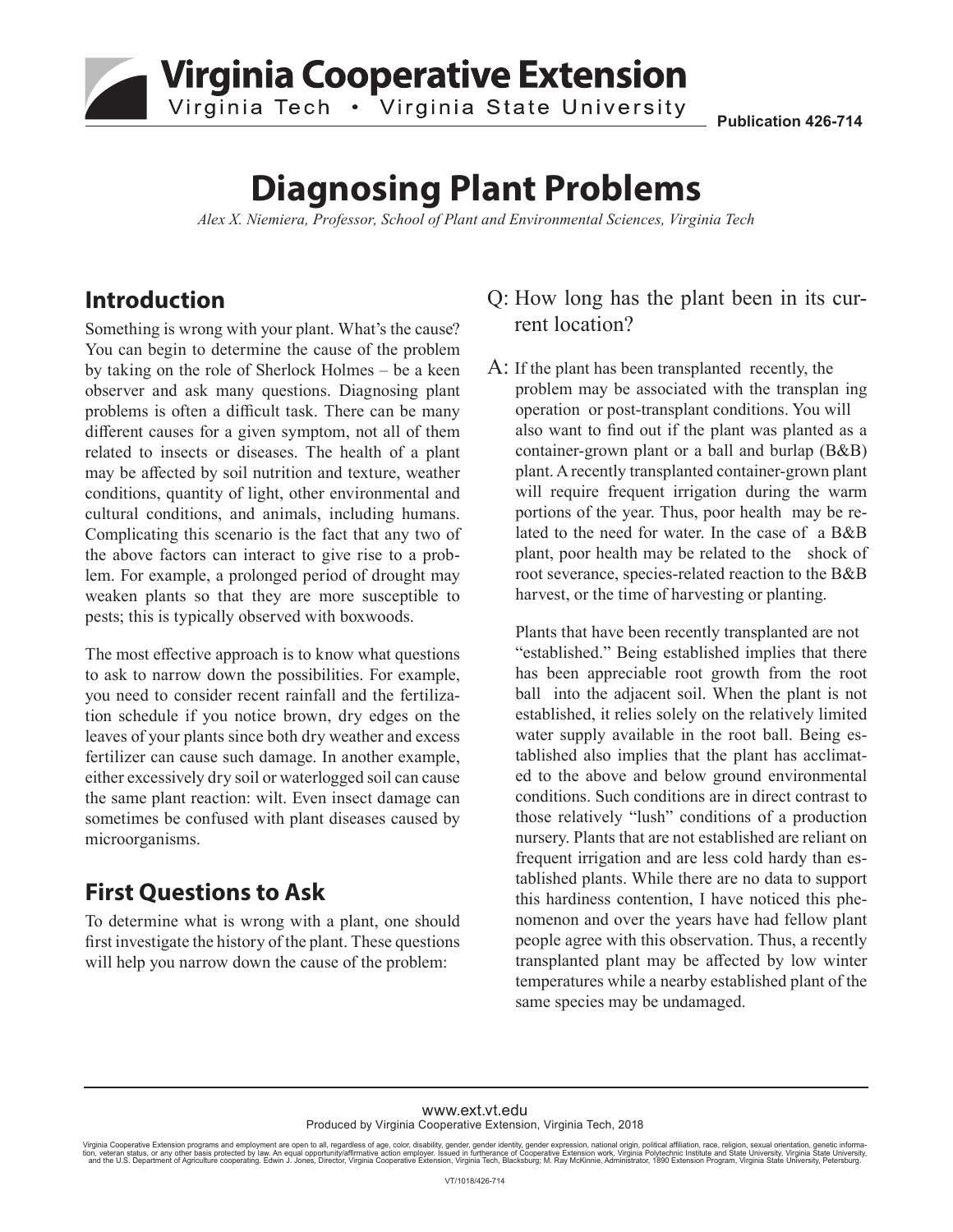# Diagnosing Plant Problems

*Alex X. Niemiera, Professor, School of Plant and Environmental Sciences, Virginia Tech*

Publication 426-714

## Introduction

Something is wrong with your plant. What's the cause? You can begin to determine the cause of the problem by taking on the role of Sherlock Holmes – be a keen observer and ask many questions. Diagnosing plant problems is often a difficult task. There can be many different causes for a given symptom, not all of them related to insects or diseases. The health of a plant may be affected by soil nutrition and texture, weather conditions, quantity of light, other environmental and cultural conditions, and animals, including humans. Complicating this scenario is the fact that any two of the above factors can interact to give rise to a problem. For example, a prolonged period of drought may weaken plants so that they are more susceptible to pests; this is typically observed with boxwoods.

The most effective approach is to know what questions to ask to narrow down the possibilities. For example, you need to consider recent rainfall and the fertilization schedule if you notice brown, dry edges on the leaves of your plants since both dry weather and excess fertilizer can cause such damage. In another example, either excessively dry soil or waterlogged soil can cause the same plant reaction: wilt. Even insect damage can sometimes be confused with plant diseases caused by microorganisms.

## First Questions to Ask

To determine what is wrong with a plant, one should first investigate the history of the plant. These questions will help you narrow down the cause of the problem:

Q: How long has the plant been in its current location?

A: If the plant has been transplanted recently, the problem may be associated with the transplan ing operation or post-transplant conditions. You will also want to find out if the plant was planted as a container-grown plant or a ball and burlap (B&B) plant. A recently transplanted container-grown plant will require frequent irrigation during the warm portions of the year. Thus, poor health may be related to the need for water. In the case of a B&B plant, poor health may be related to the shock of root severance, species-related reaction to the B&B harvest, or the time of harvesting or planting.

Plants that have been recently transplanted are not "established." Being established implies that there has been appreciable root growth from the root ball into the adjacent soil. When the plant is not established, it relies solely on the relatively limited water supply available in the root ball. Being established also implies that the plant has acclimated to the above and below ground environmental conditions. Such conditions are in direct contrast to those relatively "lush" conditions of a production nursery. Plants that are not established are reliant on frequent irrigation and are less cold hardy than established plants. While there are no data to support this hardiness contention, I have noticed this phenomenon and over the years have had fellow plant people agree with this observation. Thus, a recently transplanted plant may be affected by low winter temperatures while a nearby established plant of the same species may be undamaged.

www.ext.vt.edu
Produced by Virginia Cooperative Extension, Virginia Tech, 2018

Virginia Cooperative Extension programs and employment are open to all, regardless of age, color, disability, gender, gender identity, gender expression, national origin, political affiliation, race, religion, sexual orientation, genetic information, veteran status, or any other basis protected by law. An equal opportunity/affirmative action employer. Issued in furtherance of Cooperative Extension work, Virginia Polytechnic Institute and State University, Virginia State University, and the U.S. Department of Agriculture cooperating. Edwin J. Jones, Director, Virginia Cooperative Extension, Virginia Tech, Blacksburg; M. Ray McKinnie, Administrator, 1890 Extension Program, Virginia State University, Petersburg.

VT/1018/426-714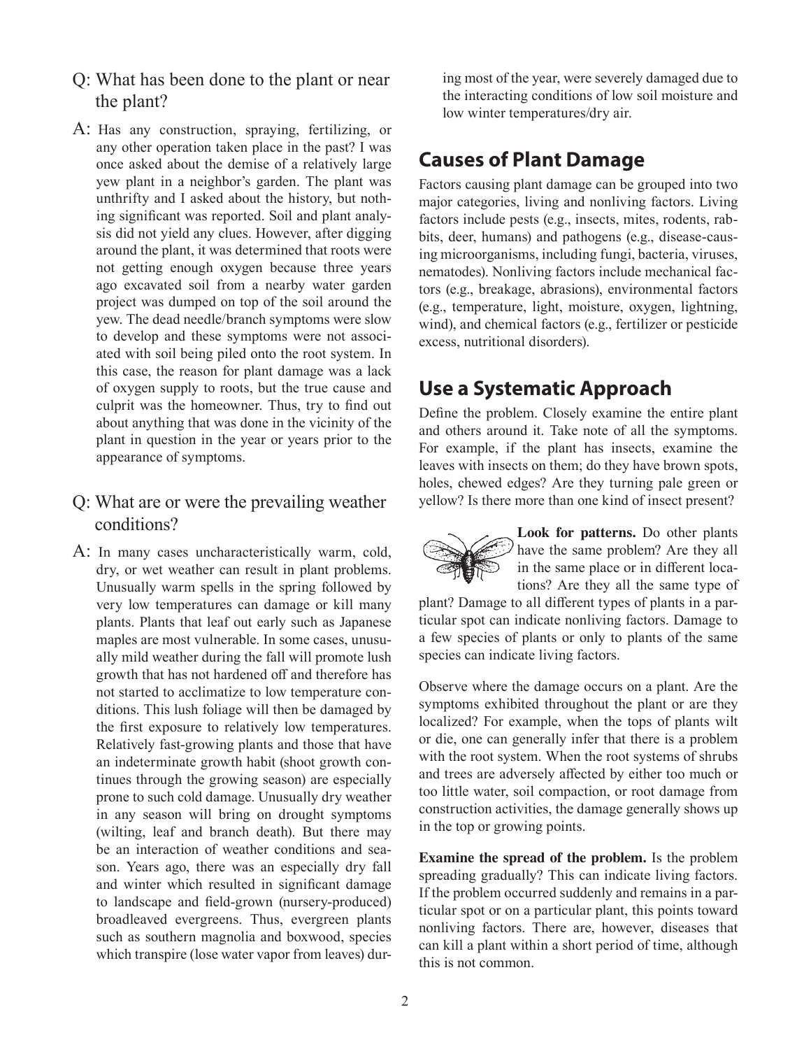Q: What has been done to the plant or near the plant?

A: Has any construction, spraying, fertilizing, or any other operation taken place in the past? I was once asked about the demise of a relatively large yew plant in a neighbor's garden. The plant was unthrifty and I asked about the history, but nothing significant was reported. Soil and plant analysis did not yield any clues. However, after digging around the plant, it was determined that roots were not getting enough oxygen because three years ago excavated soil from a nearby water garden project was dumped on top of the soil around the yew. The dead needle/branch symptoms were slow to develop and these symptoms were not associated with soil being piled onto the root system. In this case, the reason for plant damage was a lack of oxygen supply to roots, but the true cause and culprit was the homeowner. Thus, try to find out about anything that was done in the vicinity of the plant in question in the year or years prior to the appearance of symptoms.

Q: What are or were the prevailing weather conditions?

A: In many cases uncharacteristically warm, cold, dry, or wet weather can result in plant problems. Unusually warm spells in the spring followed by very low temperatures can damage or kill many plants. Plants that leaf out early such as Japanese maples are most vulnerable. In some cases, unusually mild weather during the fall will promote lush growth that has not hardened off and therefore has not started to acclimatize to low temperature conditions. This lush foliage will then be damaged by the first exposure to relatively low temperatures. Relatively fast-growing plants and those that have an indeterminate growth habit (shoot growth continues through the growing season) are especially prone to such cold damage. Unusually dry weather in any season will bring on drought symptoms (wilting, leaf and branch death). But there may be an interaction of weather conditions and season. Years ago, there was an especially dry fall and winter which resulted in significant damage to landscape and field-grown (nursery-produced) broadleaved evergreens. Thus, evergreen plants such as southern magnolia and boxwood, species which transpire (lose water vapor from leaves) during most of the year, were severely damaged due to the interacting conditions of low soil moisture and low winter temperatures/dry air.

## Causes of Plant Damage

Factors causing plant damage can be grouped into two major categories, living and nonliving factors. Living factors include pests (e.g., insects, mites, rodents, rabbits, deer, humans) and pathogens (e.g., disease-causing microorganisms, including fungi, bacteria, viruses, nematodes). Nonliving factors include mechanical factors (e.g., breakage, abrasions), environmental factors (e.g., temperature, light, moisture, oxygen, lightning, wind), and chemical factors (e.g., fertilizer or pesticide excess, nutritional disorders).

## Use a Systematic Approach

Define the problem. Closely examine the entire plant and others around it. Take note of all the symptoms. For example, if the plant has insects, examine the leaves with insects on them; do they have brown spots, holes, chewed edges? Are they turning pale green or yellow? Is there more than one kind of insect present?

**Look for patterns.** Do other plants have the same problem? Are they all in the same place or in different locations? Are they all the same type of plant? Damage to all different types of plants in a particular spot can indicate nonliving factors. Damage to a few species of plants or only to plants of the same species can indicate living factors.

Observe where the damage occurs on a plant. Are the symptoms exhibited throughout the plant or are they localized? For example, when the tops of plants wilt or die, one can generally infer that there is a problem with the root system. When the root systems of shrubs and trees are adversely affected by either too much or too little water, soil compaction, or root damage from construction activities, the damage generally shows up in the top or growing points.

**Examine the spread of the problem.** Is the problem spreading gradually? This can indicate living factors. If the problem occurred suddenly and remains in a particular spot or on a particular plant, this points toward nonliving factors. There are, however, diseases that can kill a plant within a short period of time, although this is not common.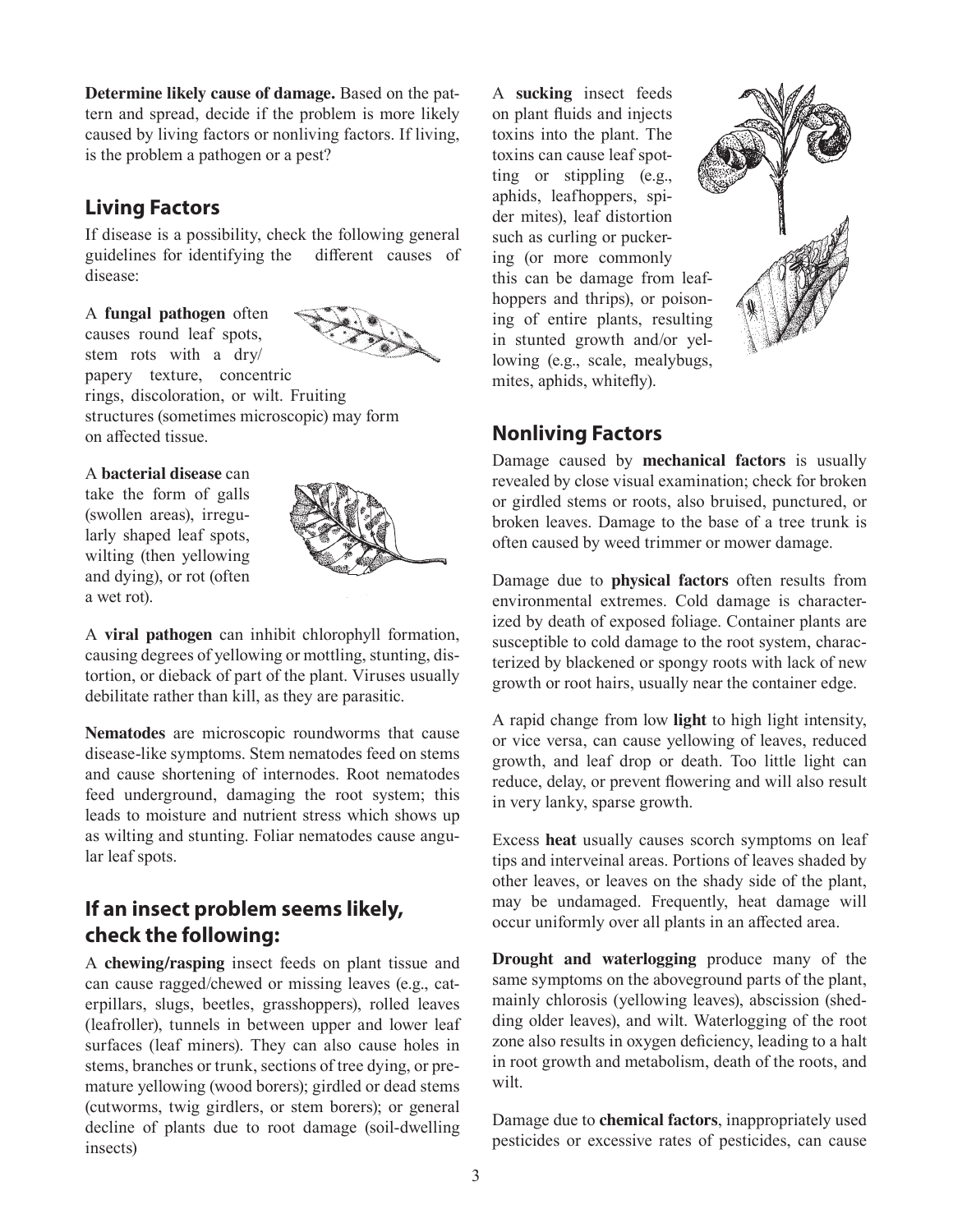**Determine likely cause of damage.** Based on the pattern and spread, decide if the problem is more likely caused by living factors or nonliving factors. If living, is the problem a pathogen or a pest?

## Living Factors

If disease is a possibility, check the following general guidelines for identifying the different causes of disease:

A **fungal pathogen** often causes round leaf spots, stem rots with a dry/papery texture, concentric rings, discoloration, or wilt. Fruiting structures (sometimes microscopic) may form on affected tissue.

A **bacterial disease** can take the form of galls (swollen areas), irregularly shaped leaf spots, wilting (then yellowing and dying), or rot (often a wet rot).

A **viral pathogen** can inhibit chlorophyll formation, causing degrees of yellowing or mottling, stunting, distortion, or dieback of part of the plant. Viruses usually debilitate rather than kill, as they are parasitic.

**Nematodes** are microscopic roundworms that cause disease-like symptoms. Stem nematodes feed on stems and cause shortening of internodes. Root nematodes feed underground, damaging the root system; this leads to moisture and nutrient stress which shows up as wilting and stunting. Foliar nematodes cause angular leaf spots.

## If an insect problem seems likely, check the following:

A **chewing/rasping** insect feeds on plant tissue and can cause ragged/chewed or missing leaves (e.g., caterpillars, slugs, beetles, grasshoppers), rolled leaves (leafroller), tunnels in between upper and lower leaf surfaces (leaf miners). They can also cause holes in stems, branches or trunk, sections of tree dying, or premature yellowing (wood borers); girdled or dead stems (cutworms, twig girdlers, or stem borers); or general decline of plants due to root damage (soil-dwelling insects)

A **sucking** insect feeds on plant fluids and injects toxins into the plant. The toxins can cause leaf spotting or stippling (e.g., aphids, leafhoppers, spider mites), leaf distortion such as curling or puckering (or more commonly this can be damage from leafhoppers and thrips), or poisoning of entire plants, resulting in stunted growth and/or yellowing (e.g., scale, mealybugs, mites, aphids, whitefly).

## Nonliving Factors

Damage caused by **mechanical factors** is usually revealed by close visual examination; check for broken or girdled stems or roots, also bruised, punctured, or broken leaves. Damage to the base of a tree trunk is often caused by weed trimmer or mower damage.

Damage due to **physical factors** often results from environmental extremes. Cold damage is characterized by death of exposed foliage. Container plants are susceptible to cold damage to the root system, characterized by blackened or spongy roots with lack of new growth or root hairs, usually near the container edge.

A rapid change from low **light** to high light intensity, or vice versa, can cause yellowing of leaves, reduced growth, and leaf drop or death. Too little light can reduce, delay, or prevent flowering and will also result in very lanky, sparse growth.

Excess **heat** usually causes scorch symptoms on leaf tips and interveinal areas. Portions of leaves shaded by other leaves, or leaves on the shady side of the plant, may be undamaged. Frequently, heat damage will occur uniformly over all plants in an affected area.

**Drought and waterlogging** produce many of the same symptoms on the aboveground parts of the plant, mainly chlorosis (yellowing leaves), abscission (shedding older leaves), and wilt. Waterlogging of the root zone also results in oxygen deficiency, leading to a halt in root growth and metabolism, death of the roots, and wilt.

Damage due to **chemical factors**, inappropriately used pesticides or excessive rates of pesticides, can cause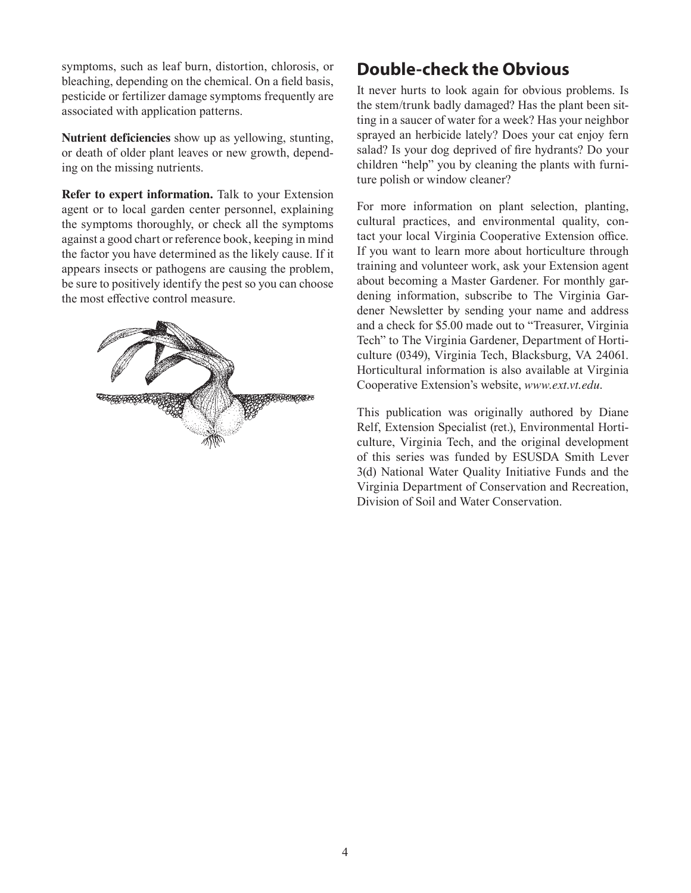symptoms, such as leaf burn, distortion, chlorosis, or bleaching, depending on the chemical. On a field basis, pesticide or fertilizer damage symptoms frequently are associated with application patterns.

**Nutrient deficiencies** show up as yellowing, stunting, or death of older plant leaves or new growth, depending on the missing nutrients.

**Refer to expert information.** Talk to your Extension agent or to local garden center personnel, explaining the symptoms thoroughly, or check all the symptoms against a good chart or reference book, keeping in mind the factor you have determined as the likely cause. If it appears insects or pathogens are causing the problem, be sure to positively identify the pest so you can choose the most effective control measure.

## Double-check the Obvious

It never hurts to look again for obvious problems. Is the stem/trunk badly damaged? Has the plant been sitting in a saucer of water for a week? Has your neighbor sprayed an herbicide lately? Does your cat enjoy fern salad? Is your dog deprived of fire hydrants? Do your children "help" you by cleaning the plants with furniture polish or window cleaner?

For more information on plant selection, planting, cultural practices, and environmental quality, contact your local Virginia Cooperative Extension office. If you want to learn more about horticulture through training and volunteer work, ask your Extension agent about becoming a Master Gardener. For monthly gardening information, subscribe to The Virginia Gardener Newsletter by sending your name and address and a check for $5.00 made out to "Treasurer, Virginia Tech" to The Virginia Gardener, Department of Horticulture (0349), Virginia Tech, Blacksburg, VA 24061. Horticultural information is also available at Virginia Cooperative Extension's website, *www.ext.vt.edu*.

This publication was originally authored by Diane Relf, Extension Specialist (ret.), Environmental Horticulture, Virginia Tech, and the original development of this series was funded by ESUSDA Smith Lever 3(d) National Water Quality Initiative Funds and the Virginia Department of Conservation and Recreation, Division of Soil and Water Conservation.